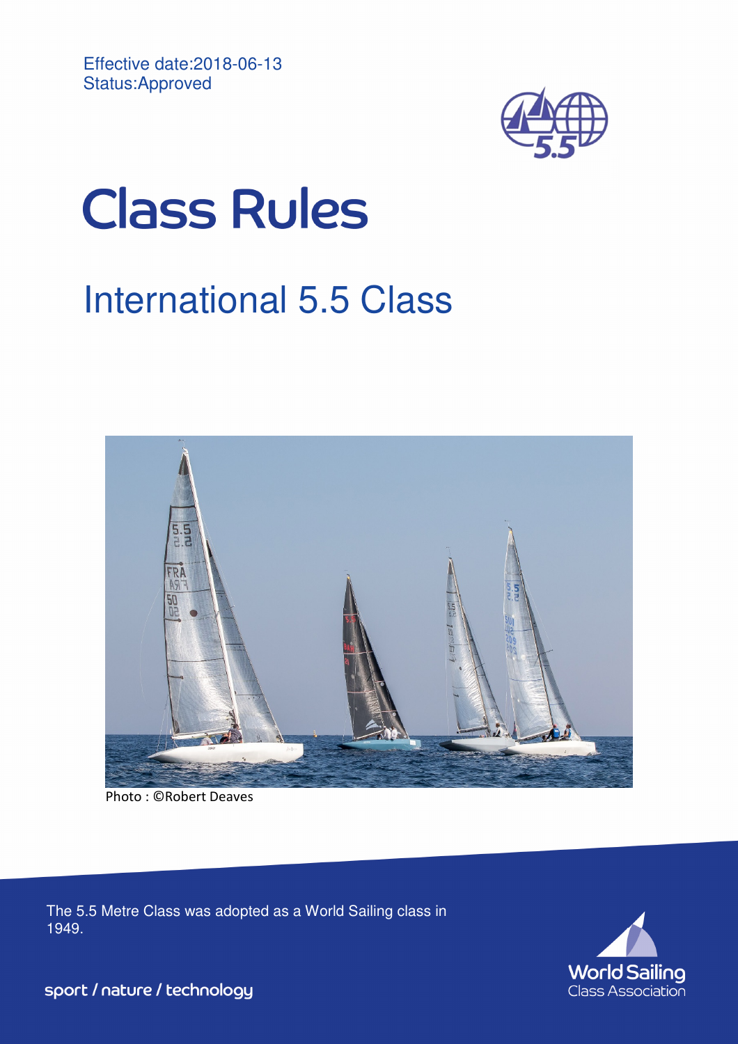Effective date:2018-06-13
Status:Approved

# Class Rules

## International 5.5 Class

Photo : ©Robert Deaves

The 5.5 Metre Class was adopted as a World Sailing class in 1949.

sport / nature / technology

World Sailing
Class Association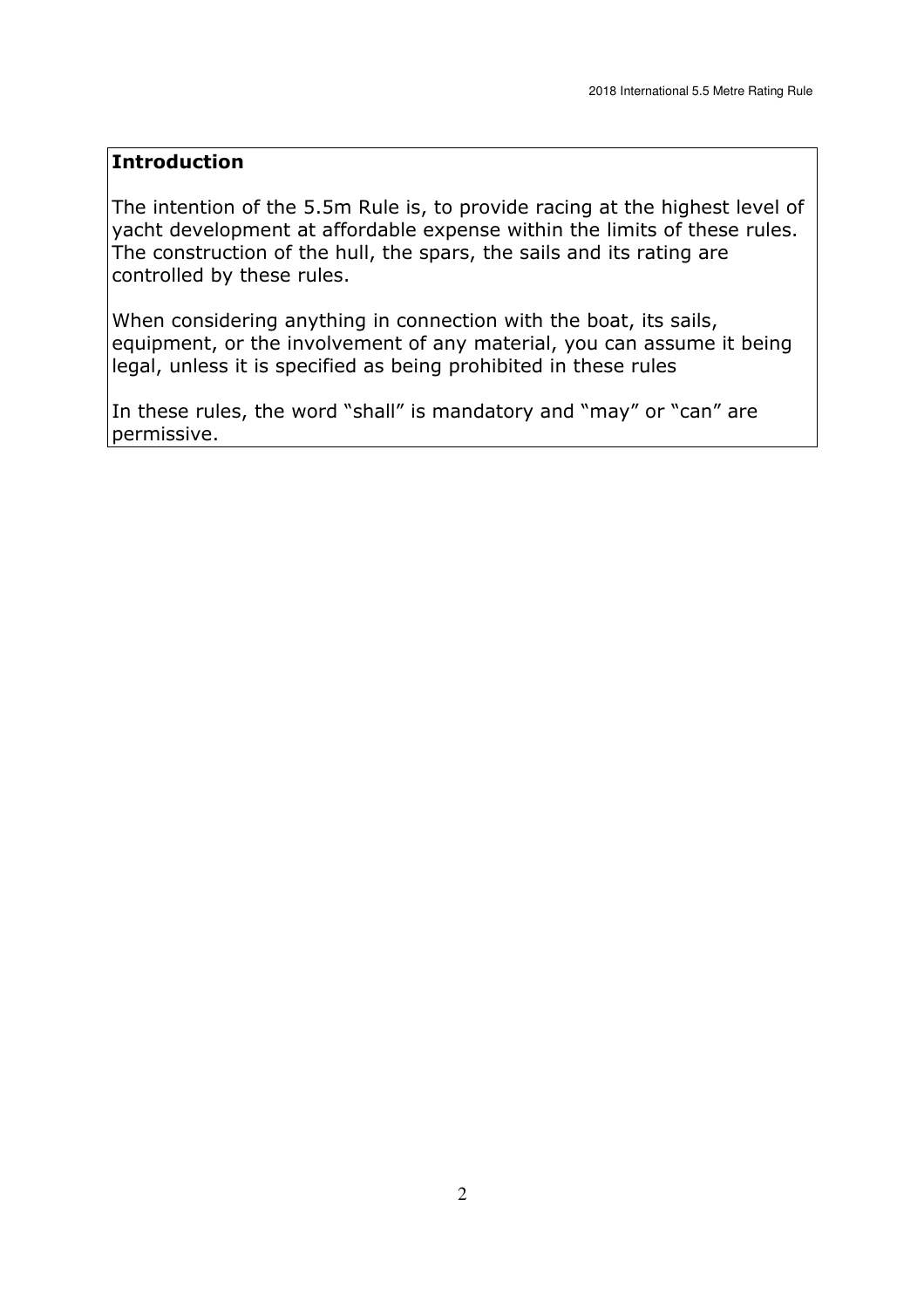## Introduction

The intention of the 5.5m Rule is, to provide racing at the highest level of yacht development at affordable expense within the limits of these rules. The construction of the hull, the spars, the sails and its rating are controlled by these rules.

When considering anything in connection with the boat, its sails, equipment, or the involvement of any material, you can assume it being legal, unless it is specified as being prohibited in these rules

In these rules, the word "shall" is mandatory and "may" or "can" are permissive.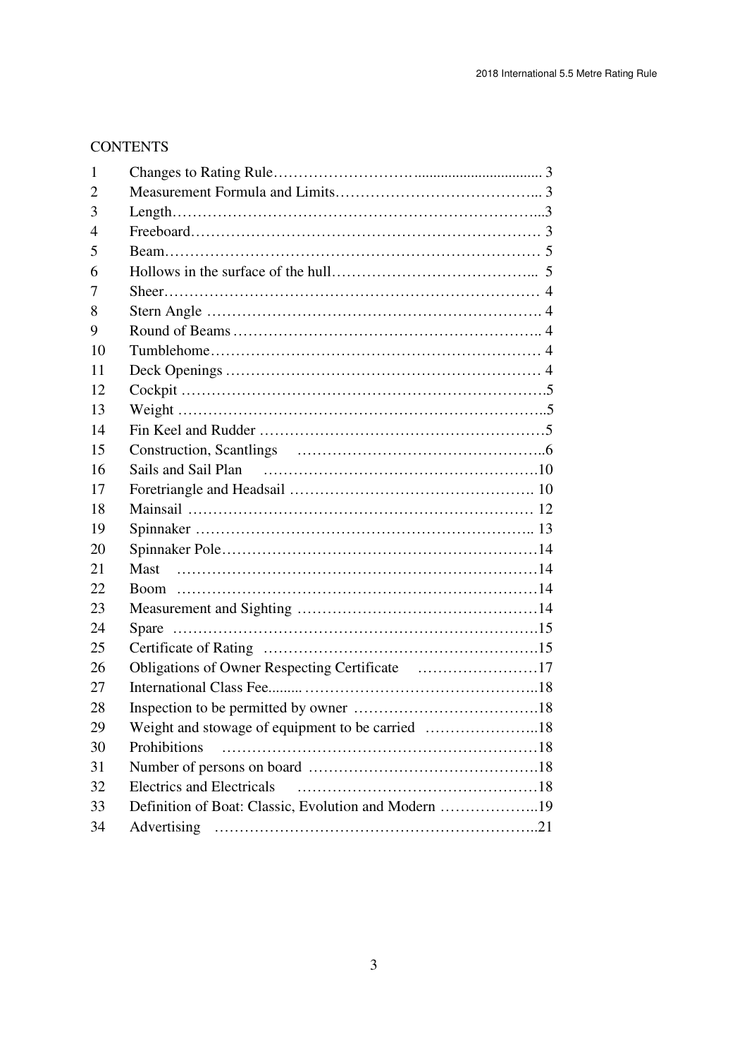## CONTENTS

| | | |
|---|---|---|
| 1 | Changes to Rating Rule | 3 |
| 2 | Measurement Formula and Limits | 3 |
| 3 | Length | 3 |
| 4 | Freeboard | 3 |
| 5 | Beam | 5 |
| 6 | Hollows in the surface of the hull | 5 |
| 7 | Sheer | 4 |
| 8 | Stern Angle | 4 |
| 9 | Round of Beams | 4 |
| 10 | Tumblehome | 4 |
| 11 | Deck Openings | 4 |
| 12 | Cockpit | 5 |
| 13 | Weight | 5 |
| 14 | Fin Keel and Rudder | 5 |
| 15 | Construction, Scantlings | 6 |
| 16 | Sails and Sail Plan | 10 |
| 17 | Foretriangle and Headsail | 10 |
| 18 | Mainsail | 12 |
| 19 | Spinnaker | 13 |
| 20 | Spinnaker Pole | 14 |
| 21 | Mast | 14 |
| 22 | Boom | 14 |
| 23 | Measurement and Sighting | 14 |
| 24 | Spare | 15 |
| 25 | Certificate of Rating | 15 |
| 26 | Obligations of Owner Respecting Certificate | 17 |
| 27 | International Class Fee | 18 |
| 28 | Inspection to be permitted by owner | 18 |
| 29 | Weight and stowage of equipment to be carried | 18 |
| 30 | Prohibitions | 18 |
| 31 | Number of persons on board | 18 |
| 32 | Electrics and Electricals | 18 |
| 33 | Definition of Boat: Classic, Evolution and Modern | 19 |
| 34 | Advertising | 21 |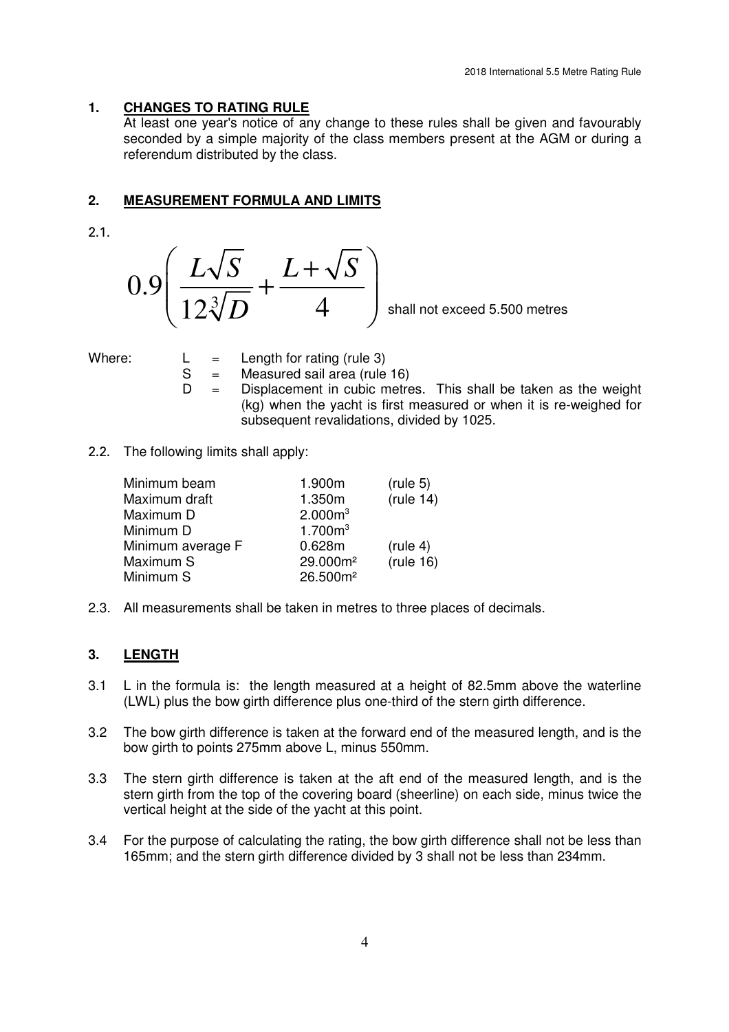## 1. CHANGES TO RATING RULE

At least one year's notice of any change to these rules shall be given and favourably seconded by a simple majority of the class members present at the AGM or during a referendum distributed by the class.

## 2. MEASUREMENT FORMULA AND LIMITS

2.1.

$$0.9\left(\frac{L\sqrt{S}}{12\sqrt[3]{D}} + \frac{L+\sqrt{S}}{4}\right)$$ shall not exceed 5.500 metres

Where:

- L = Length for rating (rule 3)
- S = Measured sail area (rule 16)
- D = Displacement in cubic metres. This shall be taken as the weight (kg) when the yacht is first measured or when it is re-weighed for subsequent revalidations, divided by 1025.

2.2. The following limits shall apply:

| | | |
|---|---|---|
| Minimum beam | 1.900m | (rule 5) |
| Maximum draft | 1.350m | (rule 14) |
| Maximum D | 2.000m$^3$ | |
| Minimum D | 1.700m$^3$ | |
| Minimum average F | 0.628m | (rule 4) |
| Maximum S | 29.000m$^2$ | (rule 16) |
| Minimum S | 26.500m$^2$ | |

2.3. All measurements shall be taken in metres to three places of decimals.

## 3. LENGTH

3.1 L in the formula is: the length measured at a height of 82.5mm above the waterline (LWL) plus the bow girth difference plus one-third of the stern girth difference.

3.2 The bow girth difference is taken at the forward end of the measured length, and is the bow girth to points 275mm above L, minus 550mm.

3.3 The stern girth difference is taken at the aft end of the measured length, and is the stern girth from the top of the covering board (sheerline) on each side, minus twice the vertical height at the side of the yacht at this point.

3.4 For the purpose of calculating the rating, the bow girth difference shall not be less than 165mm; and the stern girth difference divided by 3 shall not be less than 234mm.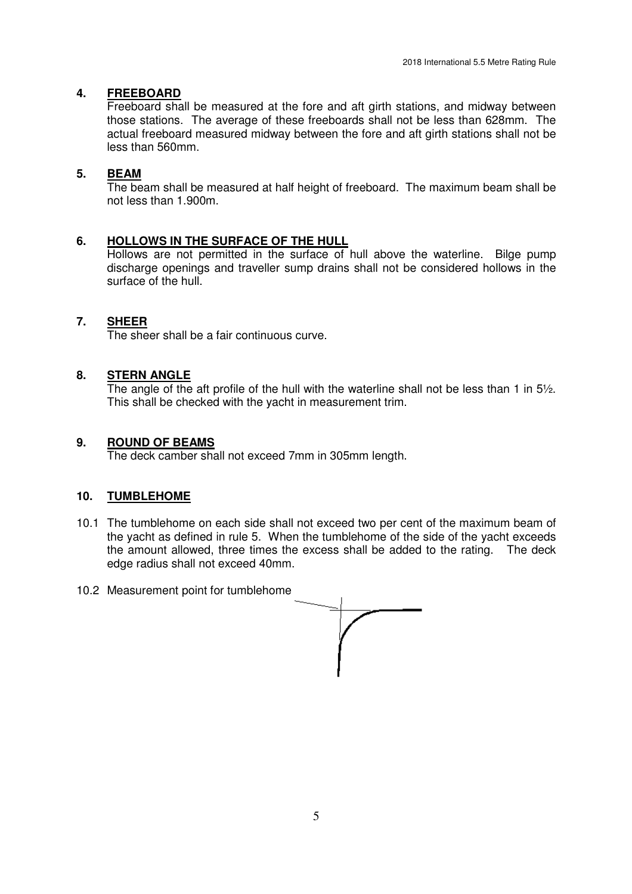## 4. FREEBOARD

Freeboard shall be measured at the fore and aft girth stations, and midway between those stations. The average of these freeboards shall not be less than 628mm. The actual freeboard measured midway between the fore and aft girth stations shall not be less than 560mm.

## 5. BEAM

The beam shall be measured at half height of freeboard. The maximum beam shall be not less than 1.900m.

## 6. HOLLOWS IN THE SURFACE OF THE HULL

Hollows are not permitted in the surface of hull above the waterline. Bilge pump discharge openings and traveller sump drains shall not be considered hollows in the surface of the hull.

## 7. SHEER

The sheer shall be a fair continuous curve.

## 8. STERN ANGLE

The angle of the aft profile of the hull with the waterline shall not be less than 1 in 5½. This shall be checked with the yacht in measurement trim.

## 9. ROUND OF BEAMS

The deck camber shall not exceed 7mm in 305mm length.

## 10. TUMBLEHOME

10.1 The tumblehome on each side shall not exceed two per cent of the maximum beam of the yacht as defined in rule 5. When the tumblehome of the side of the yacht exceeds the amount allowed, three times the excess shall be added to the rating. The deck edge radius shall not exceed 40mm.

10.2 Measurement point for tumblehome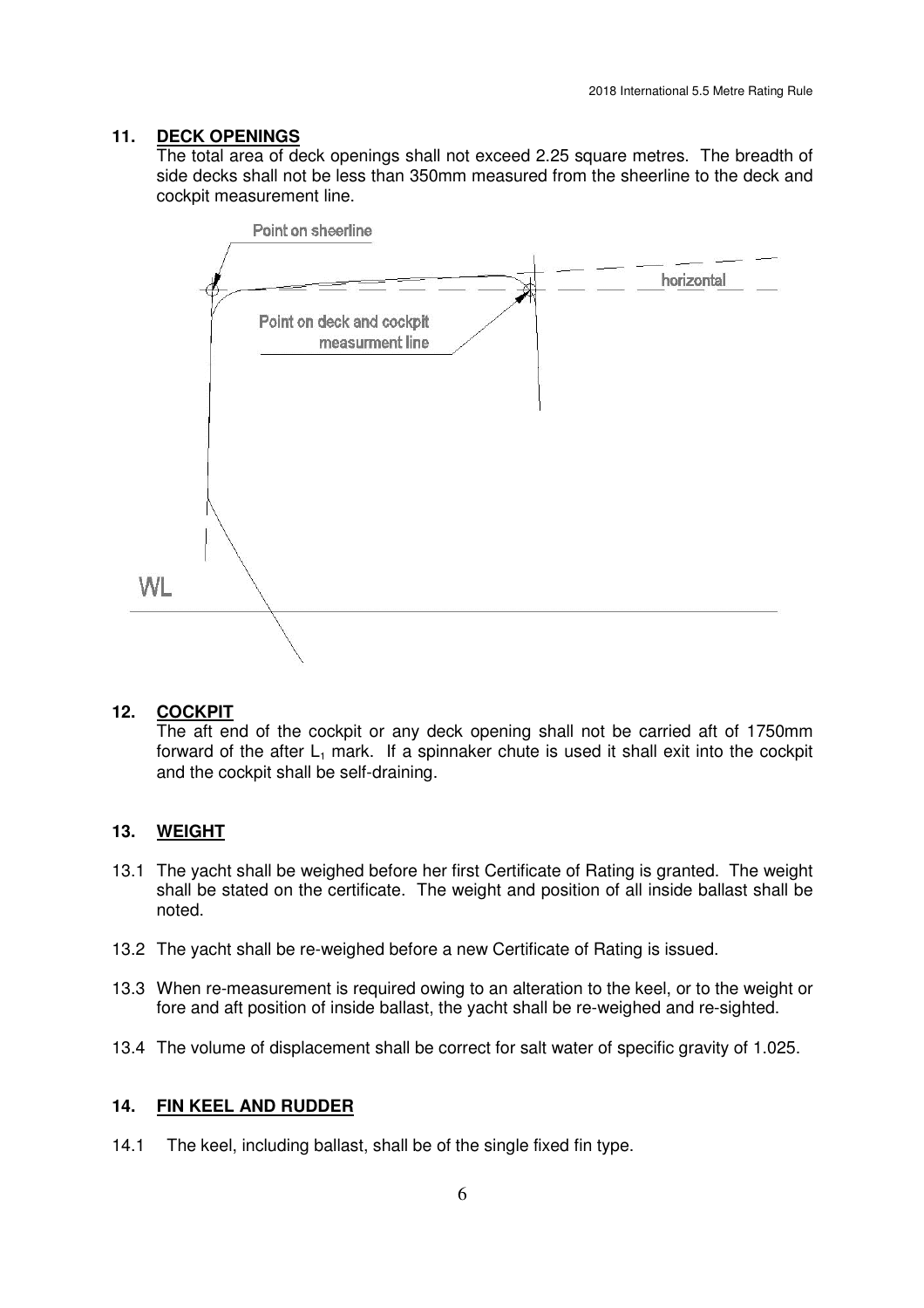## 11. DECK OPENINGS

The total area of deck openings shall not exceed 2.25 square metres. The breadth of side decks shall not be less than 350mm measured from the sheerline to the deck and cockpit measurement line.

Point on sheerline

horizontal

Point on deck and cockpit measurment line

WL

## 12. COCKPIT

The aft end of the cockpit or any deck opening shall not be carried aft of 1750mm forward of the after $L_1$ mark. If a spinnaker chute is used it shall exit into the cockpit and the cockpit shall be self-draining.

## 13. WEIGHT

13.1 The yacht shall be weighed before her first Certificate of Rating is granted. The weight shall be stated on the certificate. The weight and position of all inside ballast shall be noted.

13.2 The yacht shall be re-weighed before a new Certificate of Rating is issued.

13.3 When re-measurement is required owing to an alteration to the keel, or to the weight or fore and aft position of inside ballast, the yacht shall be re-weighed and re-sighted.

13.4 The volume of displacement shall be correct for salt water of specific gravity of 1.025.

## 14. FIN KEEL AND RUDDER

14.1 The keel, including ballast, shall be of the single fixed fin type.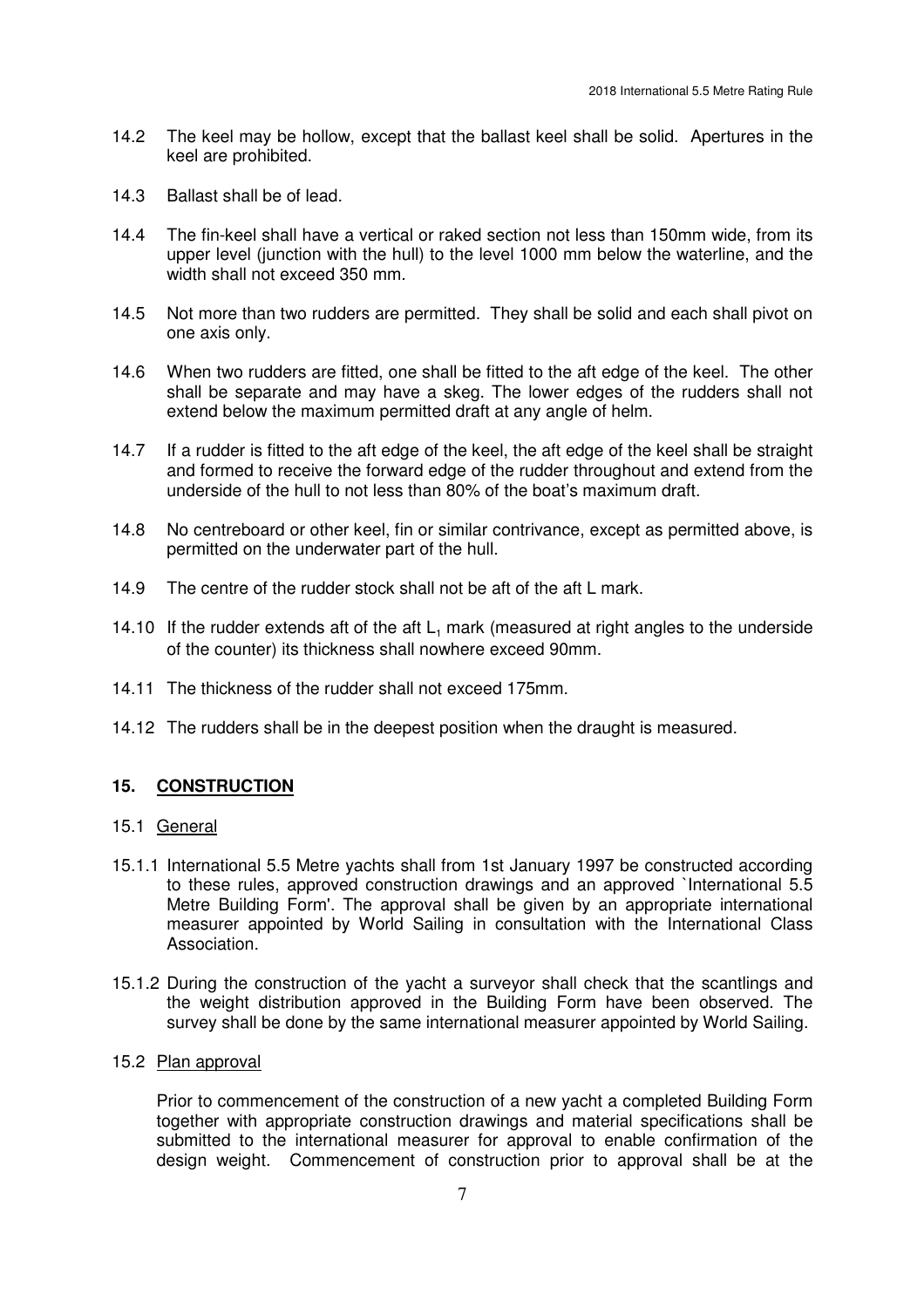14.2 The keel may be hollow, except that the ballast keel shall be solid. Apertures in the keel are prohibited.

14.3 Ballast shall be of lead.

14.4 The fin-keel shall have a vertical or raked section not less than 150mm wide, from its upper level (junction with the hull) to the level 1000 mm below the waterline, and the width shall not exceed 350 mm.

14.5 Not more than two rudders are permitted. They shall be solid and each shall pivot on one axis only.

14.6 When two rudders are fitted, one shall be fitted to the aft edge of the keel. The other shall be separate and may have a skeg. The lower edges of the rudders shall not extend below the maximum permitted draft at any angle of helm.

14.7 If a rudder is fitted to the aft edge of the keel, the aft edge of the keel shall be straight and formed to receive the forward edge of the rudder throughout and extend from the underside of the hull to not less than 80% of the boat's maximum draft.

14.8 No centreboard or other keel, fin or similar contrivance, except as permitted above, is permitted on the underwater part of the hull.

14.9 The centre of the rudder stock shall not be aft of the aft L mark.

14.10 If the rudder extends aft of the aft $L_1$ mark (measured at right angles to the underside of the counter) its thickness shall nowhere exceed 90mm.

14.11 The thickness of the rudder shall not exceed 175mm.

14.12 The rudders shall be in the deepest position when the draught is measured.

## 15. CONSTRUCTION

### 15.1 General

15.1.1 International 5.5 Metre yachts shall from 1st January 1997 be constructed according to these rules, approved construction drawings and an approved `International 5.5 Metre Building Form'. The approval shall be given by an appropriate international measurer appointed by World Sailing in consultation with the International Class Association.

15.1.2 During the construction of the yacht a surveyor shall check that the scantlings and the weight distribution approved in the Building Form have been observed. The survey shall be done by the same international measurer appointed by World Sailing.

### 15.2 Plan approval

Prior to commencement of the construction of a new yacht a completed Building Form together with appropriate construction drawings and material specifications shall be submitted to the international measurer for approval to enable confirmation of the design weight. Commencement of construction prior to approval shall be at the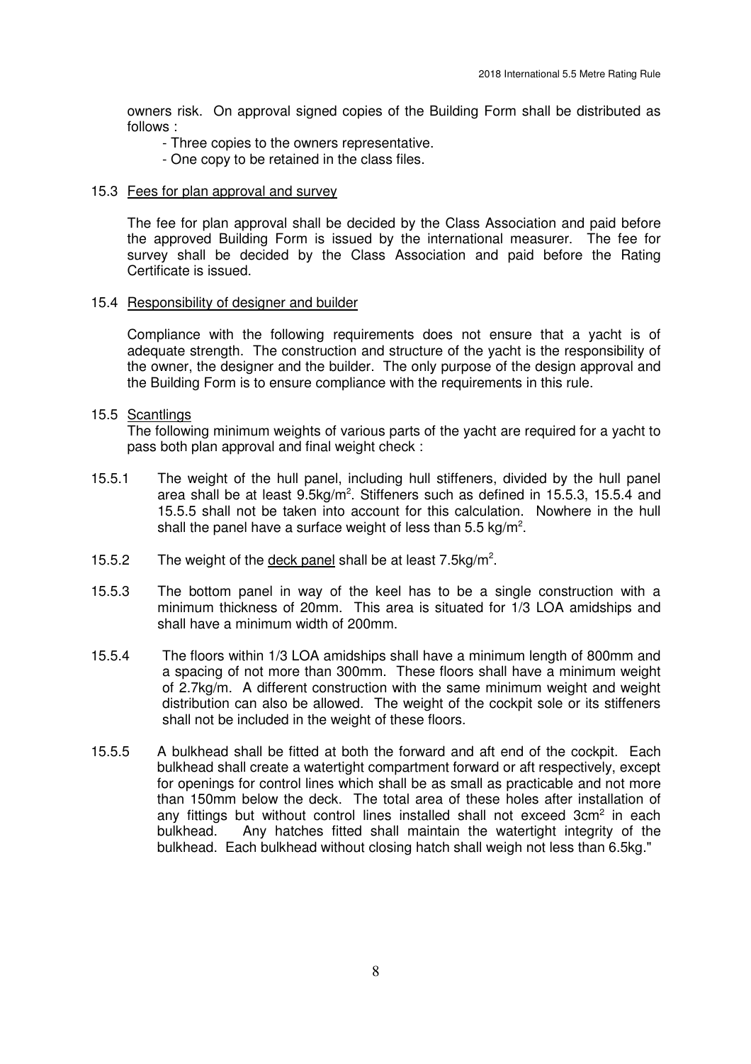owners risk. On approval signed copies of the Building Form shall be distributed as follows :

- Three copies to the owners representative.
- One copy to be retained in the class files.

15.3 Fees for plan approval and survey

The fee for plan approval shall be decided by the Class Association and paid before the approved Building Form is issued by the international measurer. The fee for survey shall be decided by the Class Association and paid before the Rating Certificate is issued.

15.4 Responsibility of designer and builder

Compliance with the following requirements does not ensure that a yacht is of adequate strength. The construction and structure of the yacht is the responsibility of the owner, the designer and the builder. The only purpose of the design approval and the Building Form is to ensure compliance with the requirements in this rule.

15.5 Scantlings

The following minimum weights of various parts of the yacht are required for a yacht to pass both plan approval and final weight check :

15.5.1 The weight of the hull panel, including hull stiffeners, divided by the hull panel area shall be at least 9.5kg/m$^2$. Stiffeners such as defined in 15.5.3, 15.5.4 and 15.5.5 shall not be taken into account for this calculation. Nowhere in the hull shall the panel have a surface weight of less than 5.5 kg/m$^2$.

15.5.2 The weight of the deck panel shall be at least 7.5kg/m$^2$.

15.5.3 The bottom panel in way of the keel has to be a single construction with a minimum thickness of 20mm. This area is situated for 1/3 LOA amidships and shall have a minimum width of 200mm.

15.5.4 The floors within 1/3 LOA amidships shall have a minimum length of 800mm and a spacing of not more than 300mm. These floors shall have a minimum weight of 2.7kg/m. A different construction with the same minimum weight and weight distribution can also be allowed. The weight of the cockpit sole or its stiffeners shall not be included in the weight of these floors.

15.5.5 A bulkhead shall be fitted at both the forward and aft end of the cockpit. Each bulkhead shall create a watertight compartment forward or aft respectively, except for openings for control lines which shall be as small as practicable and not more than 150mm below the deck. The total area of these holes after installation of any fittings but without control lines installed shall not exceed 3cm$^2$ in each bulkhead. Any hatches fitted shall maintain the watertight integrity of the bulkhead. Each bulkhead without closing hatch shall weigh not less than 6.5kg."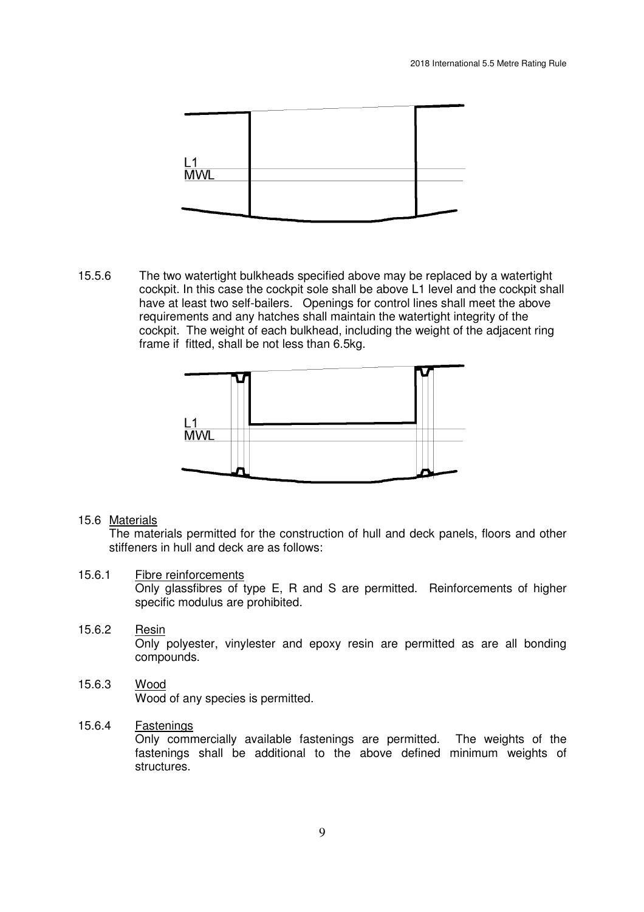L1
MWL

15.5.6 The two watertight bulkheads specified above may be replaced by a watertight cockpit. In this case the cockpit sole shall be above L1 level and the cockpit shall have at least two self-bailers. Openings for control lines shall meet the above requirements and any hatches shall maintain the watertight integrity of the cockpit. The weight of each bulkhead, including the weight of the adjacent ring frame if fitted, shall be not less than 6.5kg.

L1
MWL

## 15.6 Materials

The materials permitted for the construction of hull and deck panels, floors and other stiffeners in hull and deck are as follows:

### 15.6.1 Fibre reinforcements

Only glassfibres of type E, R and S are permitted. Reinforcements of higher specific modulus are prohibited.

### 15.6.2 Resin

Only polyester, vinylester and epoxy resin are permitted as are all bonding compounds.

### 15.6.3 Wood

Wood of any species is permitted.

### 15.6.4 Fastenings

Only commercially available fastenings are permitted. The weights of the fastenings shall be additional to the above defined minimum weights of structures.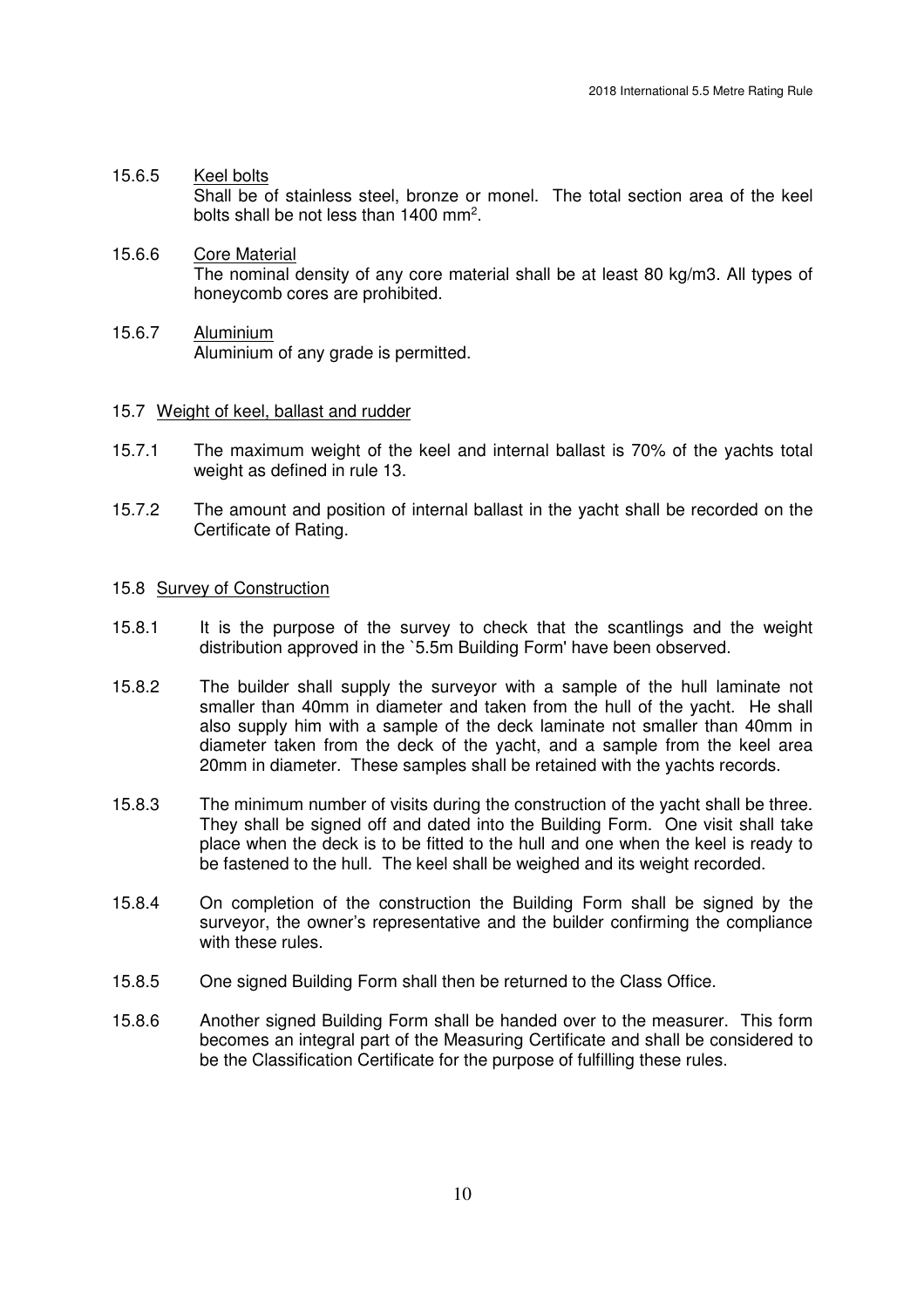15.6.5 Keel bolts

Shall be of stainless steel, bronze or monel. The total section area of the keel bolts shall be not less than 1400 $mm^2$.

15.6.6 Core Material

The nominal density of any core material shall be at least 80 kg/m3. All types of honeycomb cores are prohibited.

15.6.7 Aluminium

Aluminium of any grade is permitted.

15.7 Weight of keel, ballast and rudder

15.7.1 The maximum weight of the keel and internal ballast is 70% of the yachts total weight as defined in rule 13.

15.7.2 The amount and position of internal ballast in the yacht shall be recorded on the Certificate of Rating.

15.8 Survey of Construction

15.8.1 It is the purpose of the survey to check that the scantlings and the weight distribution approved in the `5.5m Building Form' have been observed.

15.8.2 The builder shall supply the surveyor with a sample of the hull laminate not smaller than 40mm in diameter and taken from the hull of the yacht. He shall also supply him with a sample of the deck laminate not smaller than 40mm in diameter taken from the deck of the yacht, and a sample from the keel area 20mm in diameter. These samples shall be retained with the yachts records.

15.8.3 The minimum number of visits during the construction of the yacht shall be three. They shall be signed off and dated into the Building Form. One visit shall take place when the deck is to be fitted to the hull and one when the keel is ready to be fastened to the hull. The keel shall be weighed and its weight recorded.

15.8.4 On completion of the construction the Building Form shall be signed by the surveyor, the owner's representative and the builder confirming the compliance with these rules.

15.8.5 One signed Building Form shall then be returned to the Class Office.

15.8.6 Another signed Building Form shall be handed over to the measurer. This form becomes an integral part of the Measuring Certificate and shall be considered to be the Classification Certificate for the purpose of fulfilling these rules.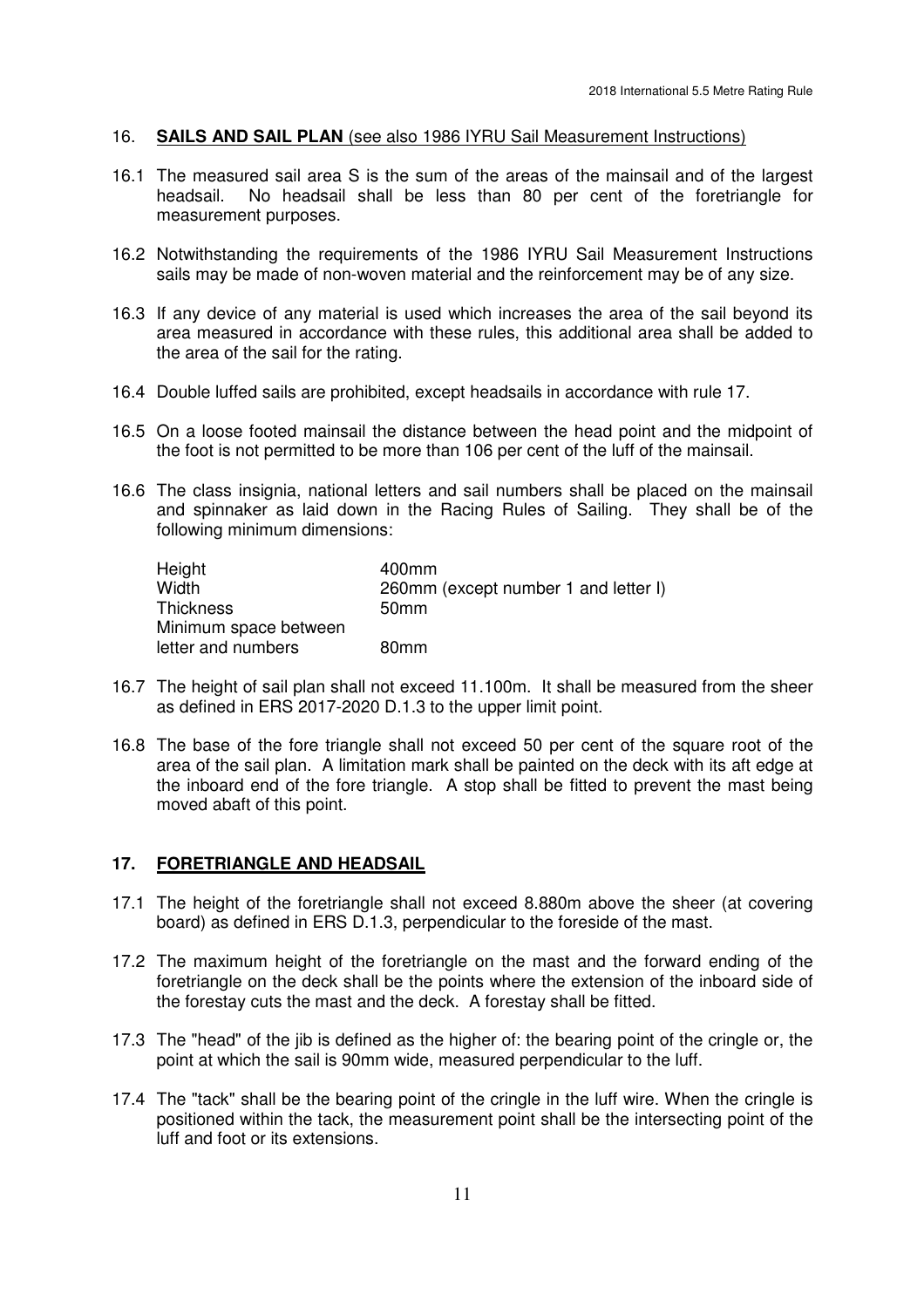## 16. **SAILS AND SAIL PLAN** (see also 1986 IYRU Sail Measurement Instructions)

16.1 The measured sail area S is the sum of the areas of the mainsail and of the largest headsail. No headsail shall be less than 80 per cent of the foretriangle for measurement purposes.

16.2 Notwithstanding the requirements of the 1986 IYRU Sail Measurement Instructions sails may be made of non-woven material and the reinforcement may be of any size.

16.3 If any device of any material is used which increases the area of the sail beyond its area measured in accordance with these rules, this additional area shall be added to the area of the sail for the rating.

16.4 Double luffed sails are prohibited, except headsails in accordance with rule 17.

16.5 On a loose footed mainsail the distance between the head point and the midpoint of the foot is not permitted to be more than 106 per cent of the luff of the mainsail.

16.6 The class insignia, national letters and sail numbers shall be placed on the mainsail and spinnaker as laid down in the Racing Rules of Sailing. They shall be of the following minimum dimensions:

| | |
|---|---|
| Height | 400mm |
| Width | 260mm (except number 1 and letter I) |
| Thickness | 50mm |
| Minimum space between letter and numbers | 80mm |

16.7 The height of sail plan shall not exceed 11.100m. It shall be measured from the sheer as defined in ERS 2017-2020 D.1.3 to the upper limit point.

16.8 The base of the fore triangle shall not exceed 50 per cent of the square root of the area of the sail plan. A limitation mark shall be painted on the deck with its aft edge at the inboard end of the fore triangle. A stop shall be fitted to prevent the mast being moved abaft of this point.

## 17. **FORETRIANGLE AND HEADSAIL**

17.1 The height of the foretriangle shall not exceed 8.880m above the sheer (at covering board) as defined in ERS D.1.3, perpendicular to the foreside of the mast.

17.2 The maximum height of the foretriangle on the mast and the forward ending of the foretriangle on the deck shall be the points where the extension of the inboard side of the forestay cuts the mast and the deck. A forestay shall be fitted.

17.3 The "head" of the jib is defined as the higher of: the bearing point of the cringle or, the point at which the sail is 90mm wide, measured perpendicular to the luff.

17.4 The "tack" shall be the bearing point of the cringle in the luff wire. When the cringle is positioned within the tack, the measurement point shall be the intersecting point of the luff and foot or its extensions.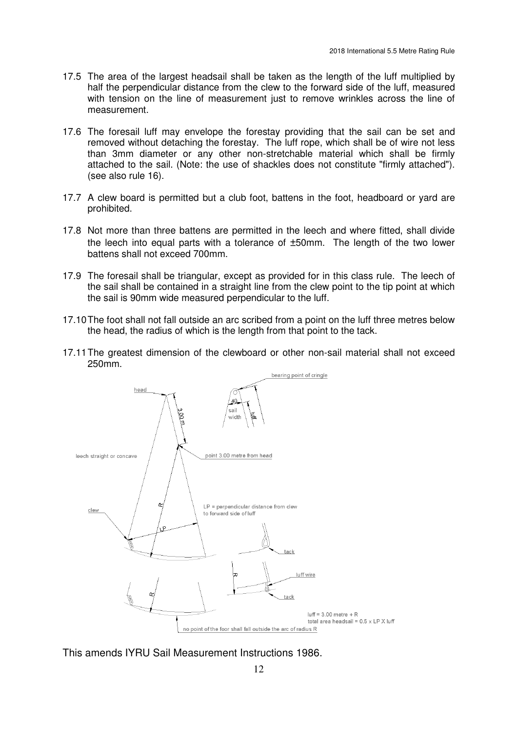17.5 The area of the largest headsail shall be taken as the length of the luff multiplied by half the perpendicular distance from the clew to the forward side of the luff, measured with tension on the line of measurement just to remove wrinkles across the line of measurement.

17.6 The foresail luff may envelope the forestay providing that the sail can be set and removed without detaching the forestay. The luff rope, which shall be of wire not less than 3mm diameter or any other non-stretchable material which shall be firmly attached to the sail. (Note: the use of shackles does not constitute "firmly attached"). (see also rule 16).

17.7 A clew board is permitted but a club foot, battens in the foot, headboard or yard are prohibited.

17.8 Not more than three battens are permitted in the leech and where fitted, shall divide the leech into equal parts with a tolerance of ±50mm. The length of the two lower battens shall not exceed 700mm.

17.9 The foresail shall be triangular, except as provided for in this class rule. The leech of the sail shall be contained in a straight line from the clew point to the tip point at which the sail is 90mm wide measured perpendicular to the luff.

17.10 The foot shall not fall outside an arc scribed from a point on the luff three metres below the head, the radius of which is the length from that point to the tack.

17.11 The greatest dimension of the clewboard or other non-sail material shall not exceed 250mm.

bearing point of cringle

head

40

sail width

luff

3.00 m

leech straight or concave

point 3.00 metre from head

R

clew

LP = perpendicular distance from clew to forward side of luff

LP

tack

R

luff wire

R

tack

luff = 3.00 metre + R

total area headsail = 0.5 x LP X luff

no point of the foor shall fall outside the arc of radius R

This amends IYRU Sail Measurement Instructions 1986.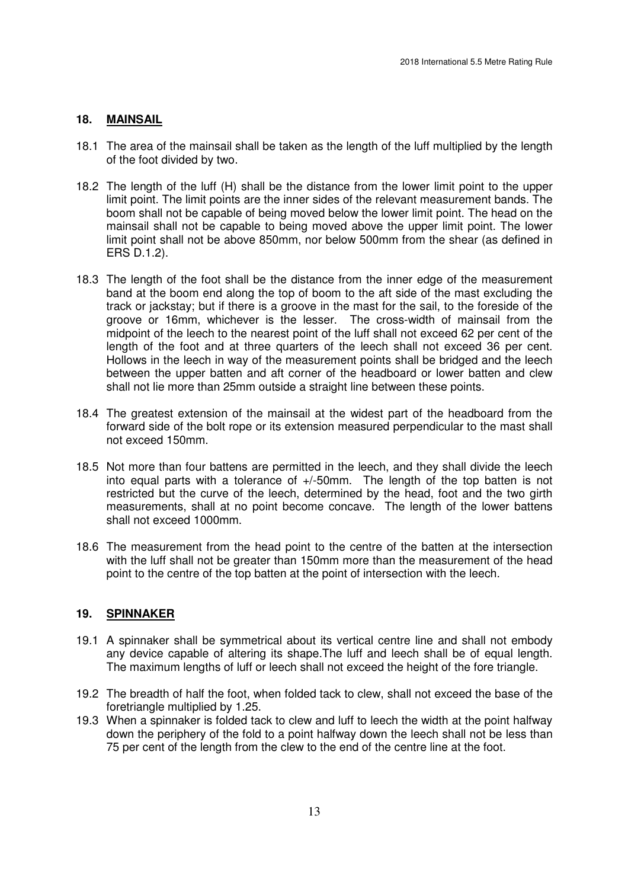## 18. MAINSAIL

18.1 The area of the mainsail shall be taken as the length of the luff multiplied by the length of the foot divided by two.

18.2 The length of the luff (H) shall be the distance from the lower limit point to the upper limit point. The limit points are the inner sides of the relevant measurement bands. The boom shall not be capable of being moved below the lower limit point. The head on the mainsail shall not be capable to being moved above the upper limit point. The lower limit point shall not be above 850mm, nor below 500mm from the shear (as defined in ERS D.1.2).

18.3 The length of the foot shall be the distance from the inner edge of the measurement band at the boom end along the top of boom to the aft side of the mast excluding the track or jackstay; but if there is a groove in the mast for the sail, to the foreside of the groove or 16mm, whichever is the lesser. The cross-width of mainsail from the midpoint of the leech to the nearest point of the luff shall not exceed 62 per cent of the length of the foot and at three quarters of the leech shall not exceed 36 per cent. Hollows in the leech in way of the measurement points shall be bridged and the leech between the upper batten and aft corner of the headboard or lower batten and clew shall not lie more than 25mm outside a straight line between these points.

18.4 The greatest extension of the mainsail at the widest part of the headboard from the forward side of the bolt rope or its extension measured perpendicular to the mast shall not exceed 150mm.

18.5 Not more than four battens are permitted in the leech, and they shall divide the leech into equal parts with a tolerance of +/-50mm. The length of the top batten is not restricted but the curve of the leech, determined by the head, foot and the two girth measurements, shall at no point become concave. The length of the lower battens shall not exceed 1000mm.

18.6 The measurement from the head point to the centre of the batten at the intersection with the luff shall not be greater than 150mm more than the measurement of the head point to the centre of the top batten at the point of intersection with the leech.

## 19. SPINNAKER

19.1 A spinnaker shall be symmetrical about its vertical centre line and shall not embody any device capable of altering its shape.The luff and leech shall be of equal length. The maximum lengths of luff or leech shall not exceed the height of the fore triangle.

19.2 The breadth of half the foot, when folded tack to clew, shall not exceed the base of the foretriangle multiplied by 1.25.

19.3 When a spinnaker is folded tack to clew and luff to leech the width at the point halfway down the periphery of the fold to a point halfway down the leech shall not be less than 75 per cent of the length from the clew to the end of the centre line at the foot.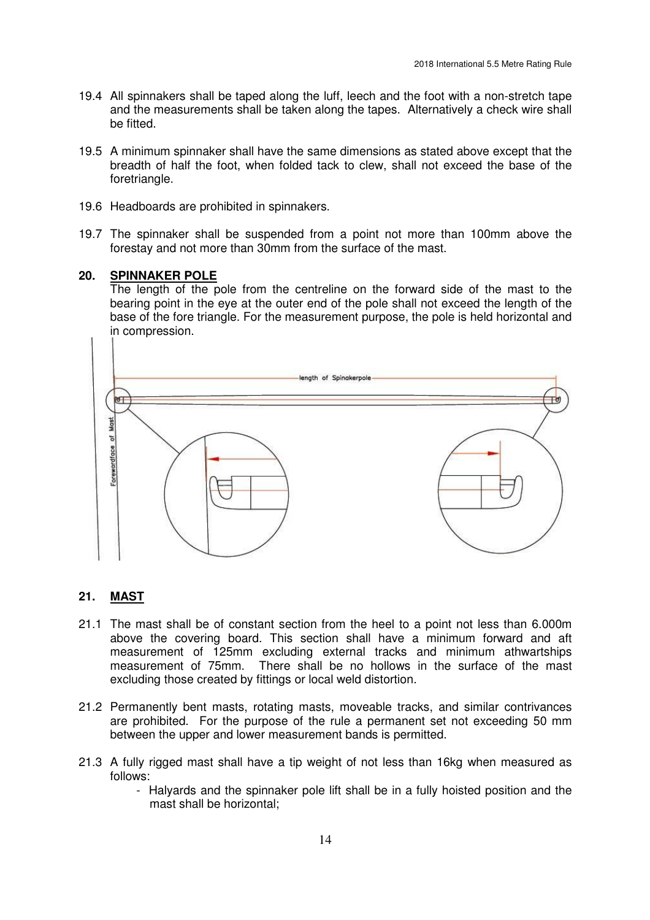19.4 All spinnakers shall be taped along the luff, leech and the foot with a non-stretch tape and the measurements shall be taken along the tapes. Alternatively a check wire shall be fitted.

19.5 A minimum spinnaker shall have the same dimensions as stated above except that the breadth of half the foot, when folded tack to clew, shall not exceed the base of the foretriangle.

19.6 Headboards are prohibited in spinnakers.

19.7 The spinnaker shall be suspended from a point not more than 100mm above the forestay and not more than 30mm from the surface of the mast.

## 20. SPINNAKER POLE

The length of the pole from the centreline on the forward side of the mast to the bearing point in the eye at the outer end of the pole shall not exceed the length of the base of the fore triangle. For the measurement purpose, the pole is held horizontal and in compression.

## 21. MAST

21.1 The mast shall be of constant section from the heel to a point not less than 6.000m above the covering board. This section shall have a minimum forward and aft measurement of 125mm excluding external tracks and minimum athwartships measurement of 75mm. There shall be no hollows in the surface of the mast excluding those created by fittings or local weld distortion.

21.2 Permanently bent masts, rotating masts, moveable tracks, and similar contrivances are prohibited. For the purpose of the rule a permanent set not exceeding 50 mm between the upper and lower measurement bands is permitted.

21.3 A fully rigged mast shall have a tip weight of not less than 16kg when measured as follows:

- Halyards and the spinnaker pole lift shall be in a fully hoisted position and the mast shall be horizontal;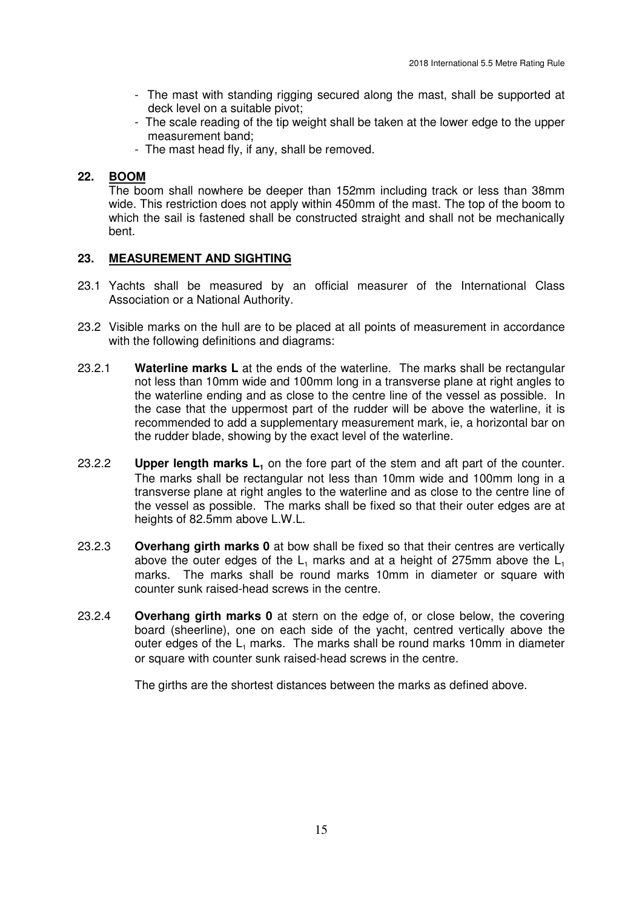- The mast with standing rigging secured along the mast, shall be supported at deck level on a suitable pivot;
- The scale reading of the tip weight shall be taken at the lower edge to the upper measurement band;
- The mast head fly, if any, shall be removed.

## 22. BOOM

The boom shall nowhere be deeper than 152mm including track or less than 38mm wide. This restriction does not apply within 450mm of the mast. The top of the boom to which the sail is fastened shall be constructed straight and shall not be mechanically bent.

## 23. MEASUREMENT AND SIGHTING

23.1 Yachts shall be measured by an official measurer of the International Class Association or a National Authority.

23.2 Visible marks on the hull are to be placed at all points of measurement in accordance with the following definitions and diagrams:

23.2.1 **Waterline marks L** at the ends of the waterline. The marks shall be rectangular not less than 10mm wide and 100mm long in a transverse plane at right angles to the waterline ending and as close to the centre line of the vessel as possible. In the case that the uppermost part of the rudder will be above the waterline, it is recommended to add a supplementary measurement mark, ie, a horizontal bar on the rudder blade, showing by the exact level of the waterline.

23.2.2 **Upper length marks $L_1$** on the fore part of the stem and aft part of the counter. The marks shall be rectangular not less than 10mm wide and 100mm long in a transverse plane at right angles to the waterline and as close to the centre line of the vessel as possible. The marks shall be fixed so that their outer edges are at heights of 82.5mm above L.W.L.

23.2.3 **Overhang girth marks 0** at bow shall be fixed so that their centres are vertically above the outer edges of the $L_1$ marks and at a height of 275mm above the $L_1$ marks. The marks shall be round marks 10mm in diameter or square with counter sunk raised-head screws in the centre.

23.2.4 **Overhang girth marks 0** at stern on the edge of, or close below, the covering board (sheerline), one on each side of the yacht, centred vertically above the outer edges of the $L_1$ marks. The marks shall be round marks 10mm in diameter or square with counter sunk raised-head screws in the centre.

The girths are the shortest distances between the marks as defined above.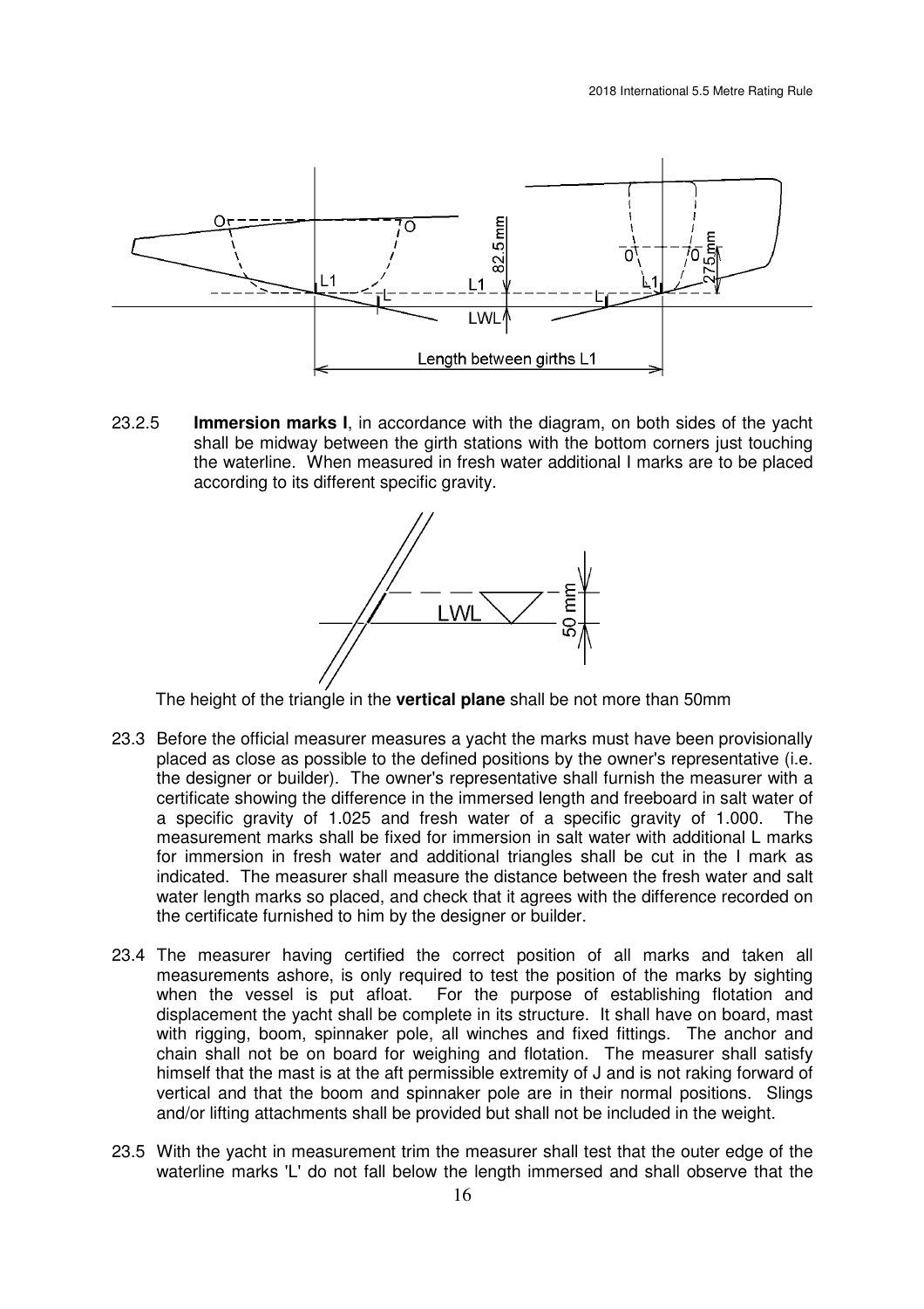23.2.5 **Immersion marks I**, in accordance with the diagram, on both sides of the yacht shall be midway between the girth stations with the bottom corners just touching the waterline. When measured in fresh water additional I marks are to be placed according to its different specific gravity.

The height of the triangle in the **vertical plane** shall be not more than 50mm

23.3 Before the official measurer measures a yacht the marks must have been provisionally placed as close as possible to the defined positions by the owner's representative (i.e. the designer or builder). The owner's representative shall furnish the measurer with a certificate showing the difference in the immersed length and freeboard in salt water of a specific gravity of 1.025 and fresh water of a specific gravity of 1.000. The measurement marks shall be fixed for immersion in salt water with additional L marks for immersion in fresh water and additional triangles shall be cut in the I mark as indicated. The measurer shall measure the distance between the fresh water and salt water length marks so placed, and check that it agrees with the difference recorded on the certificate furnished to him by the designer or builder.

23.4 The measurer having certified the correct position of all marks and taken all measurements ashore, is only required to test the position of the marks by sighting when the vessel is put afloat. For the purpose of establishing flotation and displacement the yacht shall be complete in its structure. It shall have on board, mast with rigging, boom, spinnaker pole, all winches and fixed fittings. The anchor and chain shall not be on board for weighing and flotation. The measurer shall satisfy himself that the mast is at the aft permissible extremity of J and is not raking forward of vertical and that the boom and spinnaker pole are in their normal positions. Slings and/or lifting attachments shall be provided but shall not be included in the weight.

23.5 With the yacht in measurement trim the measurer shall test that the outer edge of the waterline marks 'L' do not fall below the length immersed and shall observe that the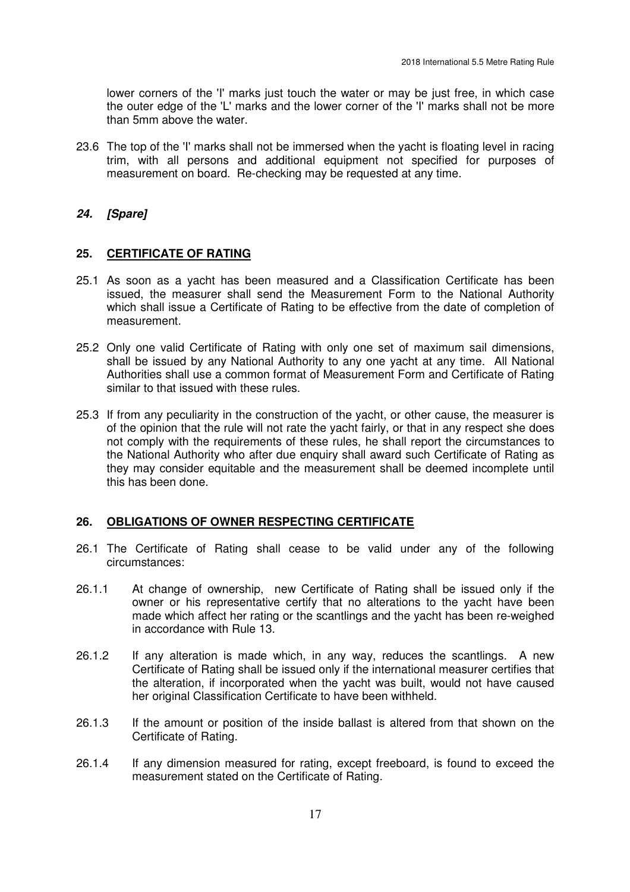lower corners of the 'I' marks just touch the water or may be just free, in which case the outer edge of the 'L' marks and the lower corner of the 'I' marks shall not be more than 5mm above the water.

23.6 The top of the 'I' marks shall not be immersed when the yacht is floating level in racing trim, with all persons and additional equipment not specified for purposes of measurement on board. Re-checking may be requested at any time.

## *24. [Spare]*

## 25. CERTIFICATE OF RATING

25.1 As soon as a yacht has been measured and a Classification Certificate has been issued, the measurer shall send the Measurement Form to the National Authority which shall issue a Certificate of Rating to be effective from the date of completion of measurement.

25.2 Only one valid Certificate of Rating with only one set of maximum sail dimensions, shall be issued by any National Authority to any one yacht at any time. All National Authorities shall use a common format of Measurement Form and Certificate of Rating similar to that issued with these rules.

25.3 If from any peculiarity in the construction of the yacht, or other cause, the measurer is of the opinion that the rule will not rate the yacht fairly, or that in any respect she does not comply with the requirements of these rules, he shall report the circumstances to the National Authority who after due enquiry shall award such Certificate of Rating as they may consider equitable and the measurement shall be deemed incomplete until this has been done.

## 26. OBLIGATIONS OF OWNER RESPECTING CERTIFICATE

26.1 The Certificate of Rating shall cease to be valid under any of the following circumstances:

26.1.1 At change of ownership, new Certificate of Rating shall be issued only if the owner or his representative certify that no alterations to the yacht have been made which affect her rating or the scantlings and the yacht has been re-weighed in accordance with Rule 13.

26.1.2 If any alteration is made which, in any way, reduces the scantlings. A new Certificate of Rating shall be issued only if the international measurer certifies that the alteration, if incorporated when the yacht was built, would not have caused her original Classification Certificate to have been withheld.

26.1.3 If the amount or position of the inside ballast is altered from that shown on the Certificate of Rating.

26.1.4 If any dimension measured for rating, except freeboard, is found to exceed the measurement stated on the Certificate of Rating.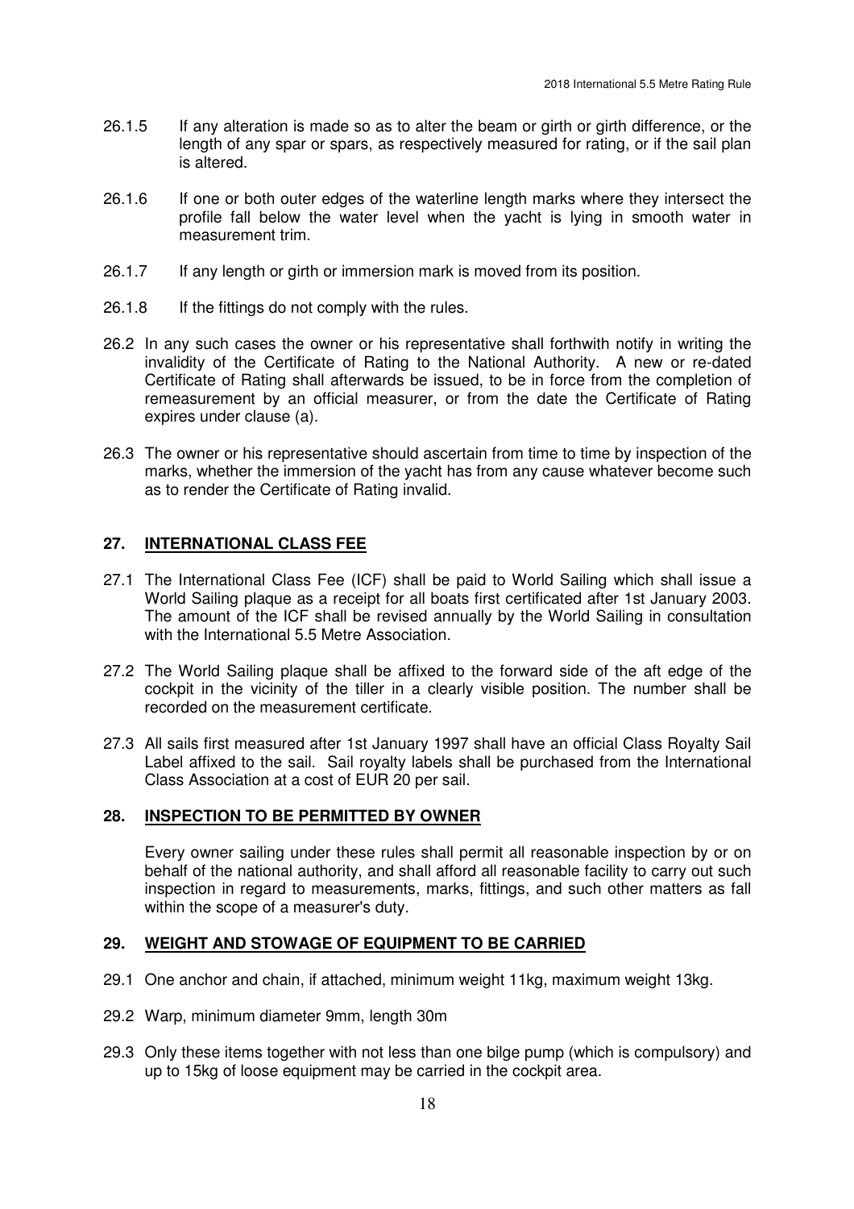26.1.5 If any alteration is made so as to alter the beam or girth or girth difference, or the length of any spar or spars, as respectively measured for rating, or if the sail plan is altered.

26.1.6 If one or both outer edges of the waterline length marks where they intersect the profile fall below the water level when the yacht is lying in smooth water in measurement trim.

26.1.7 If any length or girth or immersion mark is moved from its position.

26.1.8 If the fittings do not comply with the rules.

26.2 In any such cases the owner or his representative shall forthwith notify in writing the invalidity of the Certificate of Rating to the National Authority. A new or re-dated Certificate of Rating shall afterwards be issued, to be in force from the completion of remeasurement by an official measurer, or from the date the Certificate of Rating expires under clause (a).

26.3 The owner or his representative should ascertain from time to time by inspection of the marks, whether the immersion of the yacht has from any cause whatever become such as to render the Certificate of Rating invalid.

## 27. INTERNATIONAL CLASS FEE

27.1 The International Class Fee (ICF) shall be paid to World Sailing which shall issue a World Sailing plaque as a receipt for all boats first certificated after 1st January 2003. The amount of the ICF shall be revised annually by the World Sailing in consultation with the International 5.5 Metre Association.

27.2 The World Sailing plaque shall be affixed to the forward side of the aft edge of the cockpit in the vicinity of the tiller in a clearly visible position. The number shall be recorded on the measurement certificate.

27.3 All sails first measured after 1st January 1997 shall have an official Class Royalty Sail Label affixed to the sail. Sail royalty labels shall be purchased from the International Class Association at a cost of EUR 20 per sail.

## 28. INSPECTION TO BE PERMITTED BY OWNER

Every owner sailing under these rules shall permit all reasonable inspection by or on behalf of the national authority, and shall afford all reasonable facility to carry out such inspection in regard to measurements, marks, fittings, and such other matters as fall within the scope of a measurer's duty.

## 29. WEIGHT AND STOWAGE OF EQUIPMENT TO BE CARRIED

29.1 One anchor and chain, if attached, minimum weight 11kg, maximum weight 13kg.

29.2 Warp, minimum diameter 9mm, length 30m

29.3 Only these items together with not less than one bilge pump (which is compulsory) and up to 15kg of loose equipment may be carried in the cockpit area.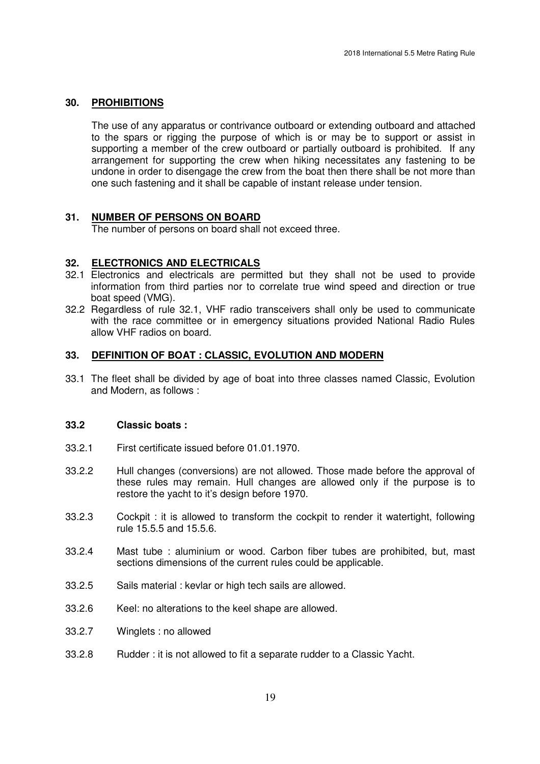## 30. PROHIBITIONS

The use of any apparatus or contrivance outboard or extending outboard and attached to the spars or rigging the purpose of which is or may be to support or assist in supporting a member of the crew outboard or partially outboard is prohibited. If any arrangement for supporting the crew when hiking necessitates any fastening to be undone in order to disengage the crew from the boat then there shall be not more than one such fastening and it shall be capable of instant release under tension.

## 31. NUMBER OF PERSONS ON BOARD

The number of persons on board shall not exceed three.

## 32. ELECTRONICS AND ELECTRICALS

32.1 Electronics and electricals are permitted but they shall not be used to provide information from third parties nor to correlate true wind speed and direction or true boat speed (VMG).

32.2 Regardless of rule 32.1, VHF radio transceivers shall only be used to communicate with the race committee or in emergency situations provided National Radio Rules allow VHF radios on board.

## 33. DEFINITION OF BOAT : CLASSIC, EVOLUTION AND MODERN

33.1 The fleet shall be divided by age of boat into three classes named Classic, Evolution and Modern, as follows :

### 33.2 Classic boats :

33.2.1 First certificate issued before 01.01.1970.

33.2.2 Hull changes (conversions) are not allowed. Those made before the approval of these rules may remain. Hull changes are allowed only if the purpose is to restore the yacht to it's design before 1970.

33.2.3 Cockpit : it is allowed to transform the cockpit to render it watertight, following rule 15.5.5 and 15.5.6.

33.2.4 Mast tube : aluminium or wood. Carbon fiber tubes are prohibited, but, mast sections dimensions of the current rules could be applicable.

33.2.5 Sails material : kevlar or high tech sails are allowed.

33.2.6 Keel: no alterations to the keel shape are allowed.

33.2.7 Winglets : no allowed

33.2.8 Rudder : it is not allowed to fit a separate rudder to a Classic Yacht.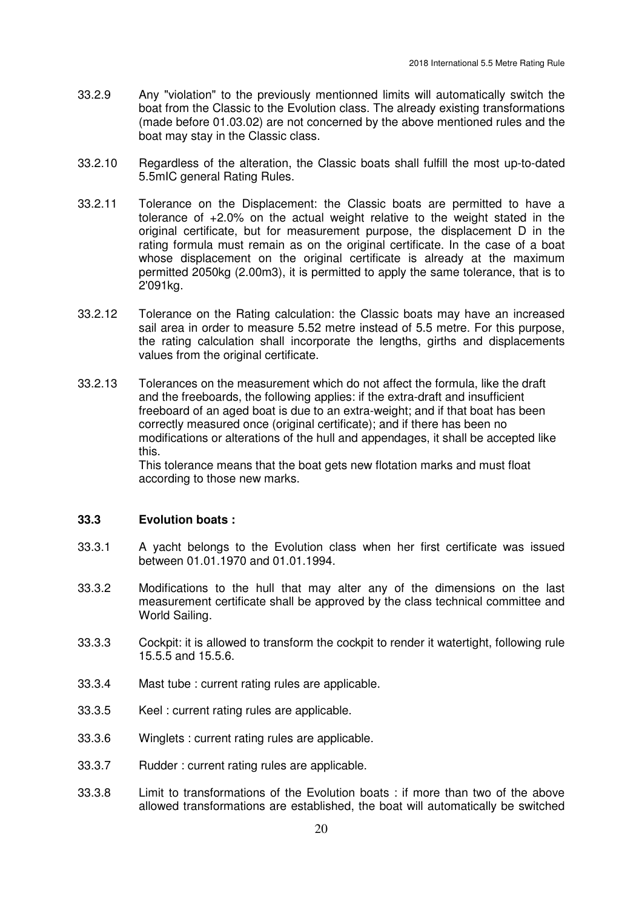33.2.9 Any "violation" to the previously mentionned limits will automatically switch the boat from the Classic to the Evolution class. The already existing transformations (made before 01.03.02) are not concerned by the above mentioned rules and the boat may stay in the Classic class.

33.2.10 Regardless of the alteration, the Classic boats shall fulfill the most up-to-dated 5.5mIC general Rating Rules.

33.2.11 Tolerance on the Displacement: the Classic boats are permitted to have a tolerance of +2.0% on the actual weight relative to the weight stated in the original certificate, but for measurement purpose, the displacement D in the rating formula must remain as on the original certificate. In the case of a boat whose displacement on the original certificate is already at the maximum permitted 2050kg (2.00m3), it is permitted to apply the same tolerance, that is to 2'091kg.

33.2.12 Tolerance on the Rating calculation: the Classic boats may have an increased sail area in order to measure 5.52 metre instead of 5.5 metre. For this purpose, the rating calculation shall incorporate the lengths, girths and displacements values from the original certificate.

33.2.13 Tolerances on the measurement which do not affect the formula, like the draft and the freeboards, the following applies: if the extra-draft and insufficient freeboard of an aged boat is due to an extra-weight; and if that boat has been correctly measured once (original certificate); and if there has been no modifications or alterations of the hull and appendages, it shall be accepted like this.
This tolerance means that the boat gets new flotation marks and must float according to those new marks.

### 33.3 Evolution boats :

33.3.1 A yacht belongs to the Evolution class when her first certificate was issued between 01.01.1970 and 01.01.1994.

33.3.2 Modifications to the hull that may alter any of the dimensions on the last measurement certificate shall be approved by the class technical committee and World Sailing.

33.3.3 Cockpit: it is allowed to transform the cockpit to render it watertight, following rule 15.5.5 and 15.5.6.

33.3.4 Mast tube : current rating rules are applicable.

33.3.5 Keel : current rating rules are applicable.

33.3.6 Winglets : current rating rules are applicable.

33.3.7 Rudder : current rating rules are applicable.

33.3.8 Limit to transformations of the Evolution boats : if more than two of the above allowed transformations are established, the boat will automatically be switched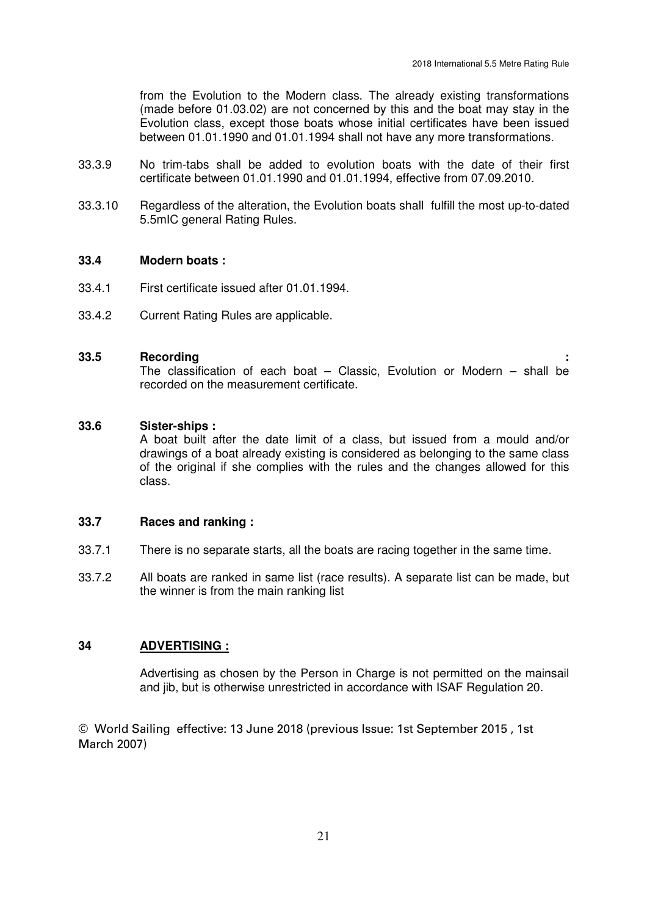from the Evolution to the Modern class. The already existing transformations (made before 01.03.02) are not concerned by this and the boat may stay in the Evolution class, except those boats whose initial certificates have been issued between 01.01.1990 and 01.01.1994 shall not have any more transformations.

33.3.9 No trim-tabs shall be added to evolution boats with the date of their first certificate between 01.01.1990 and 01.01.1994, effective from 07.09.2010.

33.3.10 Regardless of the alteration, the Evolution boats shall fulfill the most up-to-dated 5.5mIC general Rating Rules.

### 33.4 Modern boats :

33.4.1 First certificate issued after 01.01.1994.

33.4.2 Current Rating Rules are applicable.

### 33.5 Recording :

The classification of each boat – Classic, Evolution or Modern – shall be recorded on the measurement certificate.

### 33.6 Sister-ships :

A boat built after the date limit of a class, but issued from a mould and/or drawings of a boat already existing is considered as belonging to the same class of the original if she complies with the rules and the changes allowed for this class.

### 33.7 Races and ranking :

33.7.1 There is no separate starts, all the boats are racing together in the same time.

33.7.2 All boats are ranked in same list (race results). A separate list can be made, but the winner is from the main ranking list

## 34 ADVERTISING :

Advertising as chosen by the Person in Charge is not permitted on the mainsail and jib, but is otherwise unrestricted in accordance with ISAF Regulation 20.

© World Sailing effective: 13 June 2018 (previous Issue: 1st September 2015 , 1st March 2007)